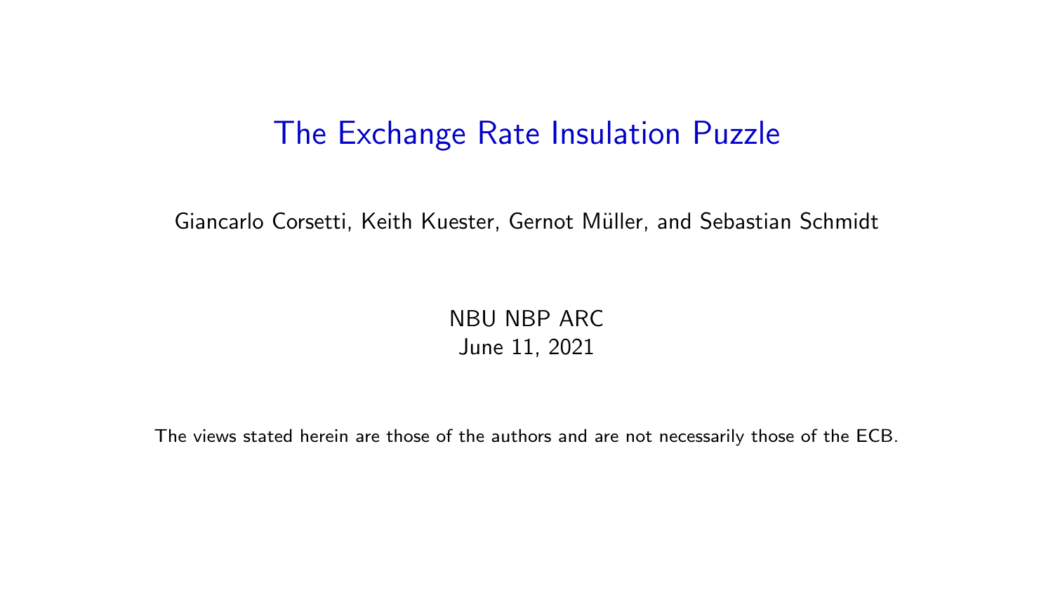# The Exchange Rate Insulation Puzzle

Giancarlo Corsetti, Keith Kuester, Gernot Müller, and Sebastian Schmidt

NBU NBP ARC
June 11, 2021

The views stated herein are those of the authors and are not necessarily those of the ECB.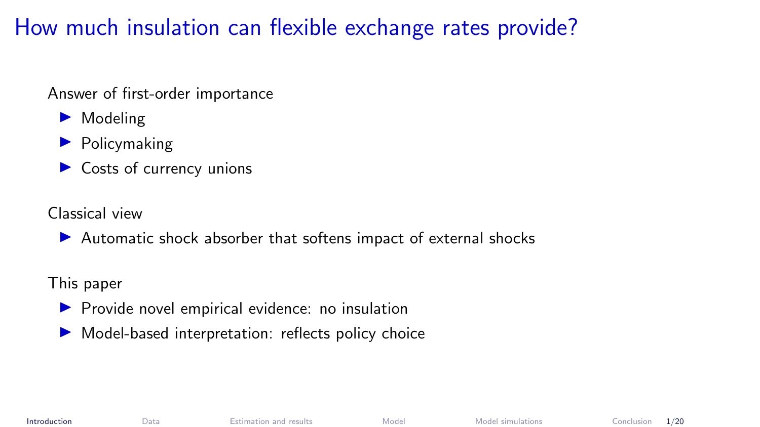# How much insulation can flexible exchange rates provide?

Answer of first-order importance

- Modeling
- Policymaking
- Costs of currency unions

Classical view

- Automatic shock absorber that softens impact of external shocks

This paper

- Provide novel empirical evidence: no insulation
- Model-based interpretation: reflects policy choice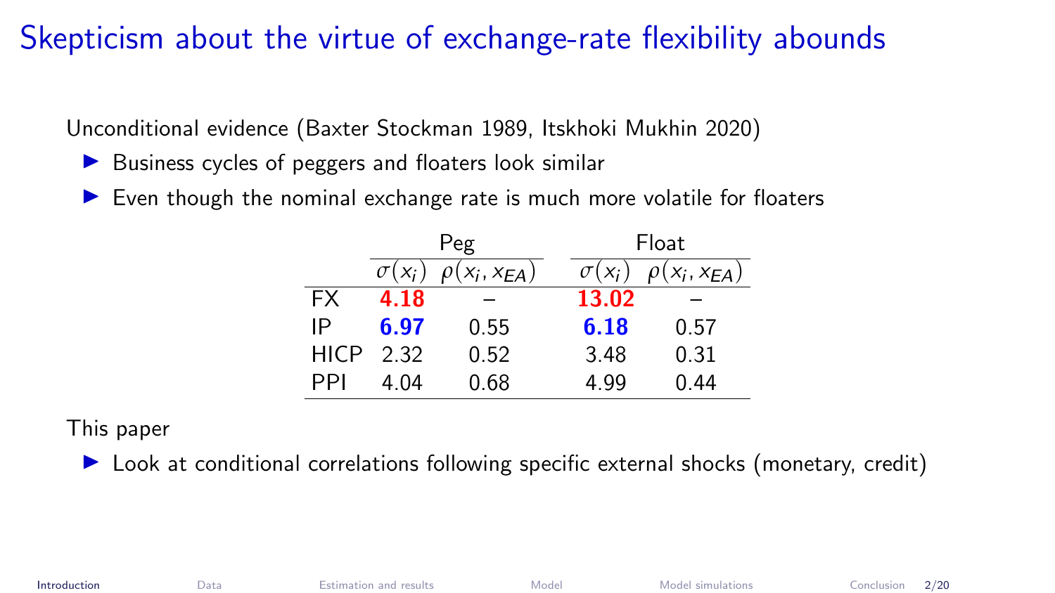# Skepticism about the virtue of exchange-rate flexibility abounds

Unconditional evidence (Baxter Stockman 1989, Itskhoki Mukhin 2020)

- Business cycles of peggers and floaters look similar
- Even though the nominal exchange rate is much more volatile for floaters

| | Peg | | Float | |
|---|---|---|---|---|
| | $\sigma(x_i)$ | $\rho(x_i, x_{EA})$ | $\sigma(x_i)$ | $\rho(x_i, x_{EA})$ |
| FX | **4.18** | – | **13.02** | – |
| IP | **6.97** | 0.55 | **6.18** | 0.57 |
| HICP | 2.32 | 0.52 | 3.48 | 0.31 |
| PPI | 4.04 | 0.68 | 4.99 | 0.44 |

This paper

- Look at conditional correlations following specific external shocks (monetary, credit)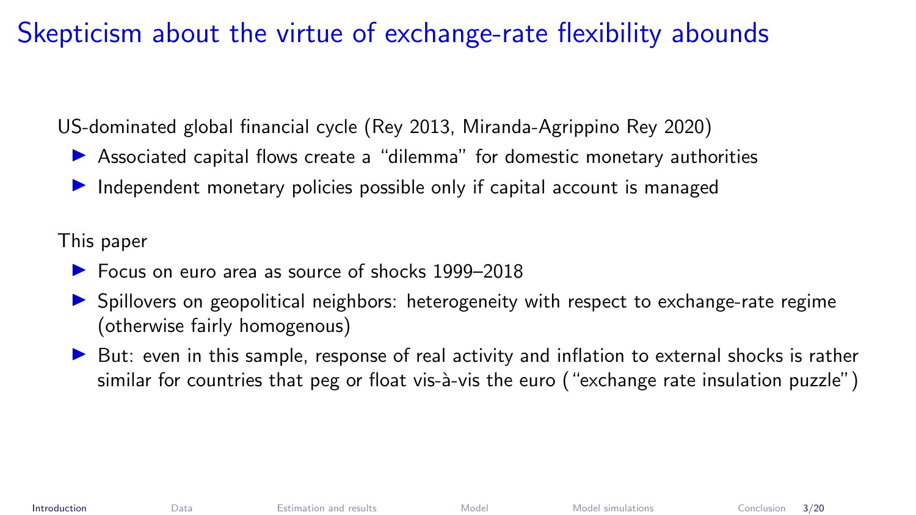# Skepticism about the virtue of exchange-rate flexibility abounds

US-dominated global financial cycle (Rey 2013, Miranda-Agrippino Rey 2020)

- Associated capital flows create a "dilemma" for domestic monetary authorities
- Independent monetary policies possible only if capital account is managed

This paper

- Focus on euro area as source of shocks 1999–2018
- Spillovers on geopolitical neighbors: heterogeneity with respect to exchange-rate regime (otherwise fairly homogenous)
- But: even in this sample, response of real activity and inflation to external shocks is rather similar for countries that peg or float vis-à-vis the euro ("exchange rate insulation puzzle")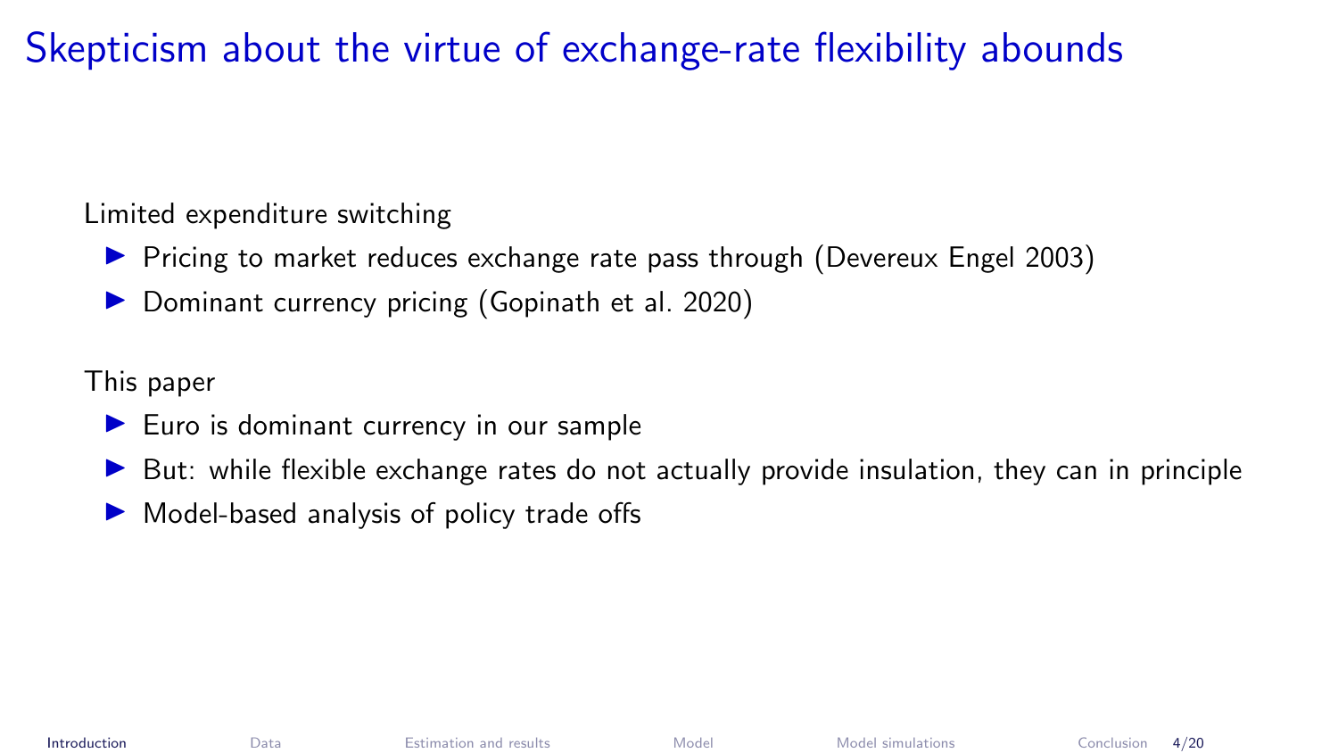# Skepticism about the virtue of exchange-rate flexibility abounds

Limited expenditure switching

- Pricing to market reduces exchange rate pass through (Devereux Engel 2003)
- Dominant currency pricing (Gopinath et al. 2020)

This paper

- Euro is dominant currency in our sample
- But: while flexible exchange rates do not actually provide insulation, they can in principle
- Model-based analysis of policy trade offs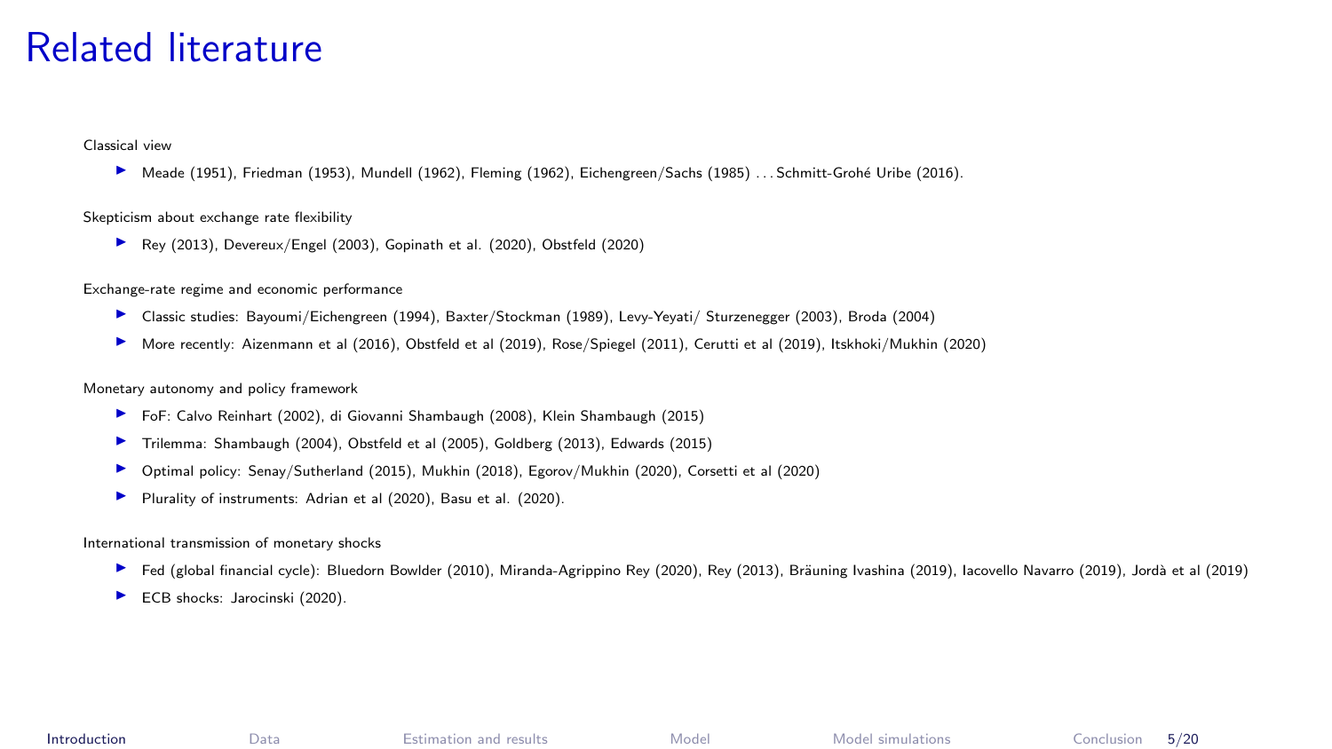# Related literature

Classical view

- Meade (1951), Friedman (1953), Mundell (1962), Fleming (1962), Eichengreen/Sachs (1985) . . . Schmitt-Grohé Uribe (2016).

Skepticism about exchange rate flexibility

- Rey (2013), Devereux/Engel (2003), Gopinath et al. (2020), Obstfeld (2020)

Exchange-rate regime and economic performance

- Classic studies: Bayoumi/Eichengreen (1994), Baxter/Stockman (1989), Levy-Yeyati/ Sturzenegger (2003), Broda (2004)
- More recently: Aizenmann et al (2016), Obstfeld et al (2019), Rose/Spiegel (2011), Cerutti et al (2019), Itskhoki/Mukhin (2020)

Monetary autonomy and policy framework

- FoF: Calvo Reinhart (2002), di Giovanni Shambaugh (2008), Klein Shambaugh (2015)
- Trilemma: Shambaugh (2004), Obstfeld et al (2005), Goldberg (2013), Edwards (2015)
- Optimal policy: Senay/Sutherland (2015), Mukhin (2018), Egorov/Mukhin (2020), Corsetti et al (2020)
- Plurality of instruments: Adrian et al (2020), Basu et al. (2020).

International transmission of monetary shocks

- Fed (global financial cycle): Bluedorn Bowlder (2010), Miranda-Agrippino Rey (2020), Rey (2013), Bräuning Ivashina (2019), Iacovello Navarro (2019), Jordà et al (2019)
- ECB shocks: Jarocinski (2020).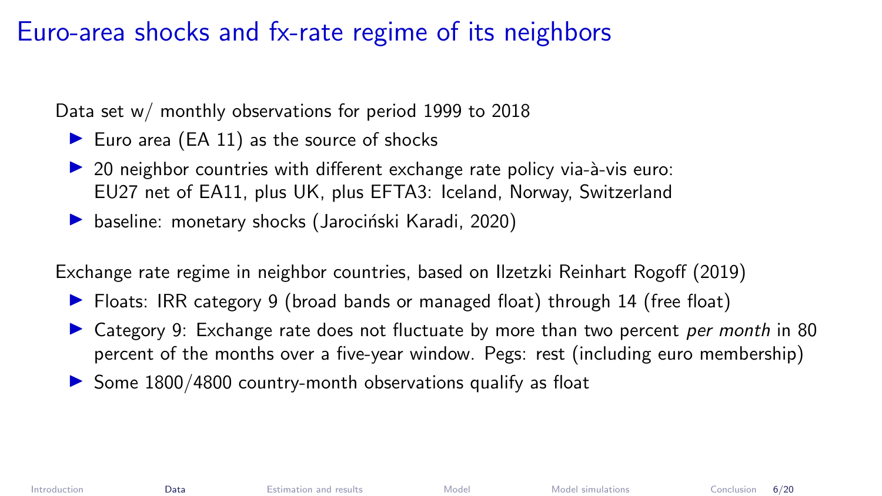# Euro-area shocks and fx-rate regime of its neighbors

Data set w/ monthly observations for period 1999 to 2018

- Euro area (EA 11) as the source of shocks
- 20 neighbor countries with different exchange rate policy via-à-vis euro: EU27 net of EA11, plus UK, plus EFTA3: Iceland, Norway, Switzerland
- baseline: monetary shocks (Jarociński Karadi, 2020)

Exchange rate regime in neighbor countries, based on Ilzetzki Reinhart Rogoff (2019)

- Floats: IRR category 9 (broad bands or managed float) through 14 (free float)
- Category 9: Exchange rate does not fluctuate by more than two percent *per month* in 80 percent of the months over a five-year window. Pegs: rest (including euro membership)
- Some 1800/4800 country-month observations qualify as float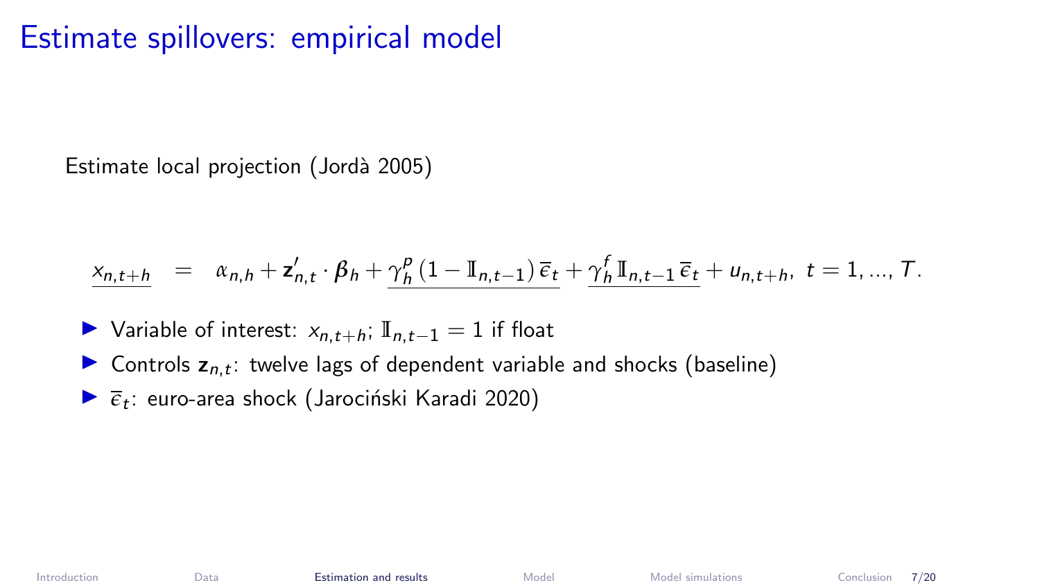# Estimate spillovers: empirical model

Estimate local projection (Jordà 2005)

$$\underline{x_{n,t+h}} \;\; = \;\; \alpha_{n,h} + \mathbf{z}'_{n,t} \cdot \boldsymbol{\beta}_h + \underline{\gamma^p_h \left(1 - \mathbb{I}_{n,t-1}\right) \overline{\epsilon}_t} + \underline{\gamma^f_h \, \mathbb{I}_{n,t-1} \, \overline{\epsilon}_t} + u_{n,t+h}, \;\; t = 1, ..., T.$$

- Variable of interest: $x_{n,t+h}$; $\mathbb{I}_{n,t-1} = 1$ if float
- Controls $\mathbf{z}_{n,t}$: twelve lags of dependent variable and shocks (baseline)
- $\overline{\epsilon}_t$: euro-area shock (Jarociński Karadi 2020)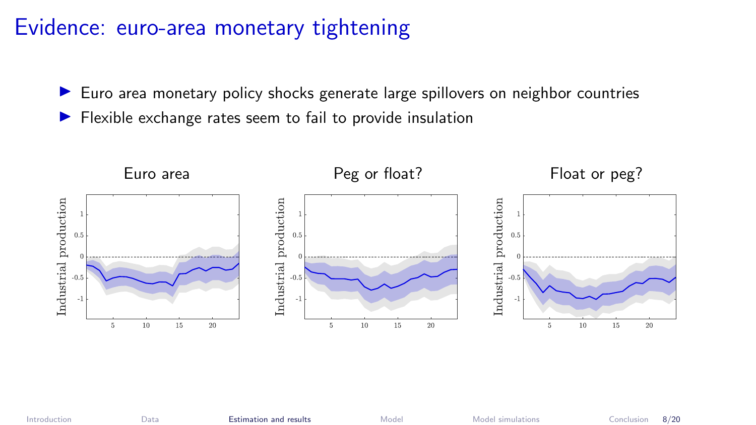# Evidence: euro-area monetary tightening

- Euro area monetary policy shocks generate large spillovers on neighbor countries
- Flexible exchange rates seem to fail to provide insulation

Euro area

Peg or float?

Float or peg?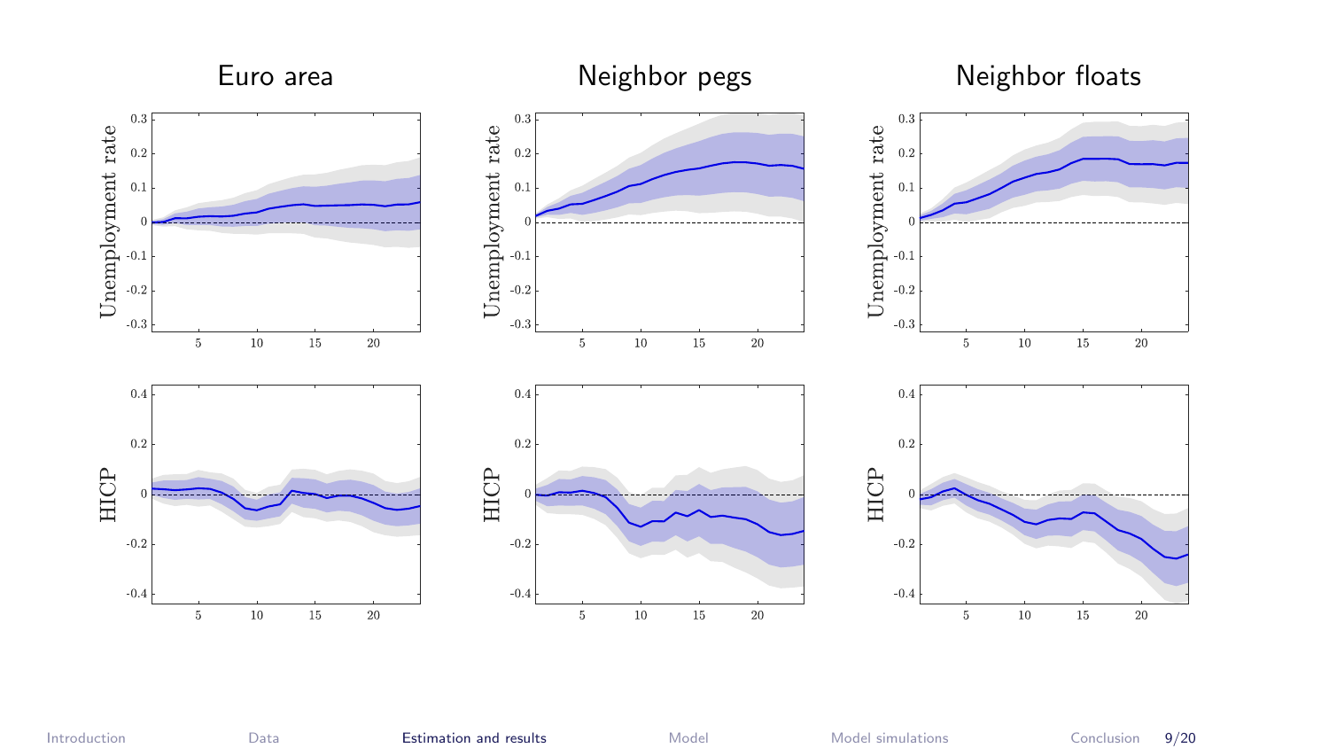# Euro area

# Neighbor pegs

# Neighbor floats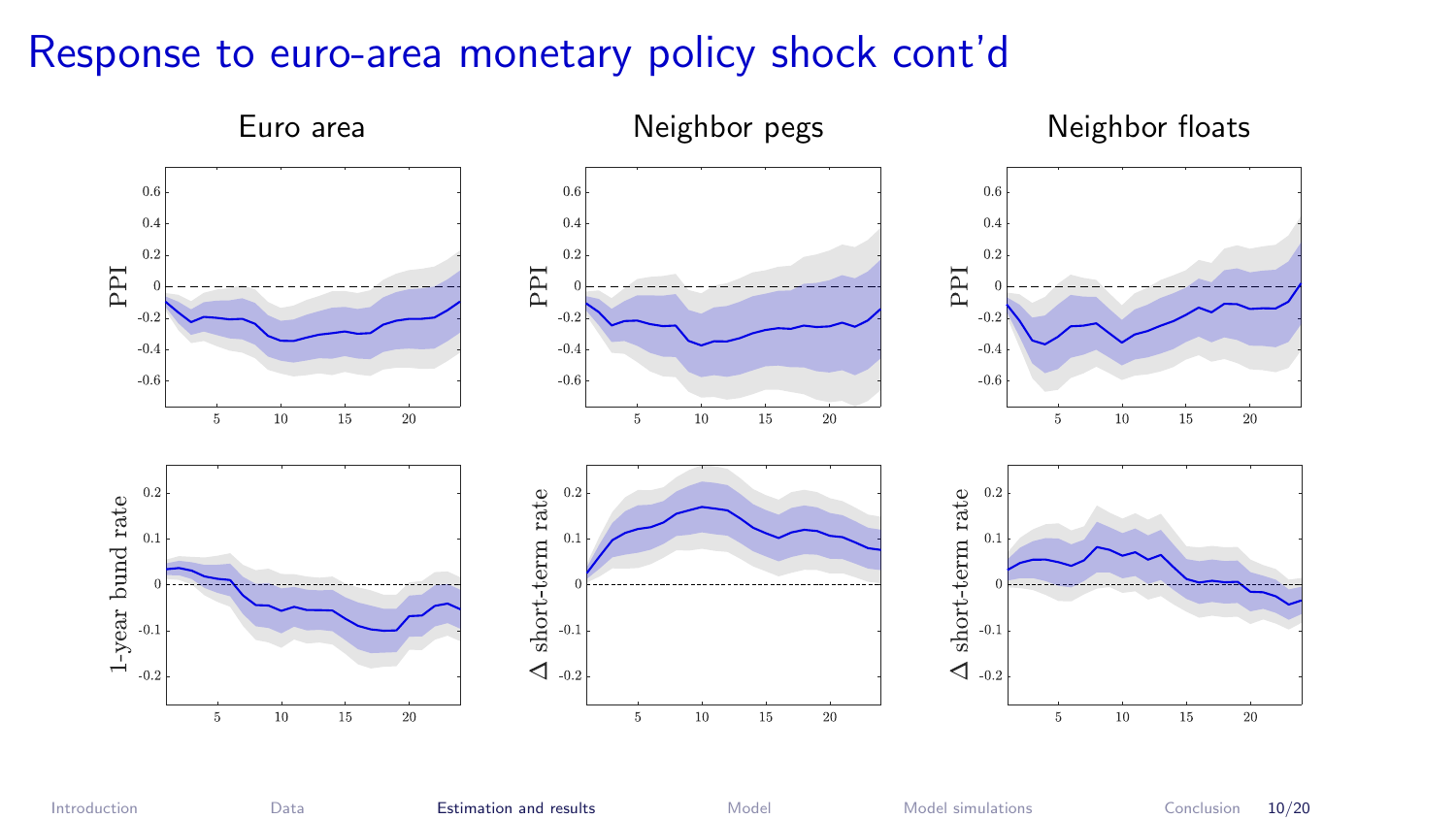# Response to euro-area monetary policy shock cont'd

Euro area | Neighbor pegs | Neighbor floats

PPI | PPI | PPI

1-year bund rate | $\Delta$ short-term rate | $\Delta$ short-term rate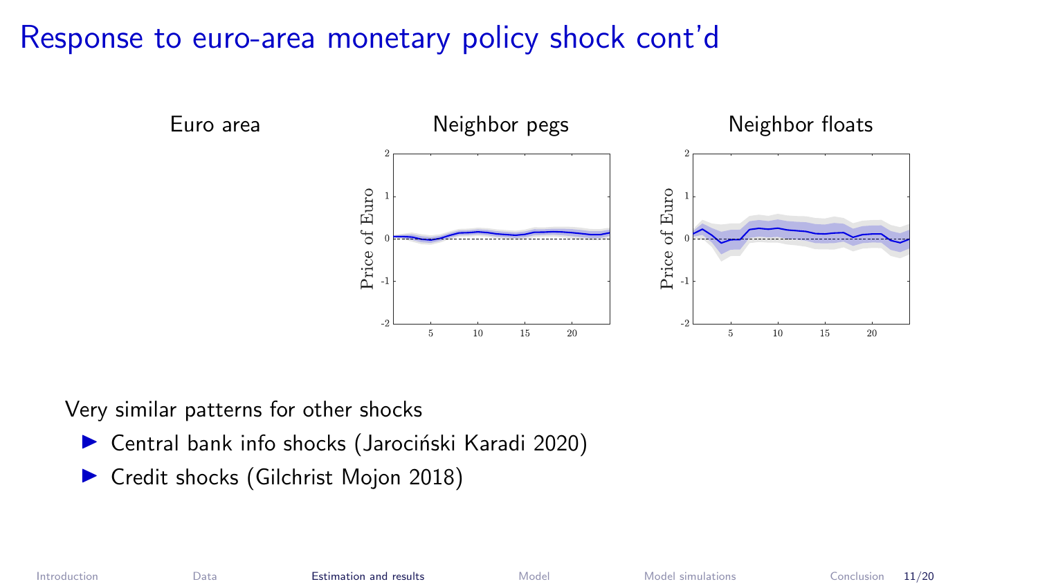# Response to euro-area monetary policy shock cont'd

Euro area

Neighbor pegs

Neighbor floats

Very similar patterns for other shocks

- Central bank info shocks (Jarociński Karadi 2020)
- Credit shocks (Gilchrist Mojon 2018)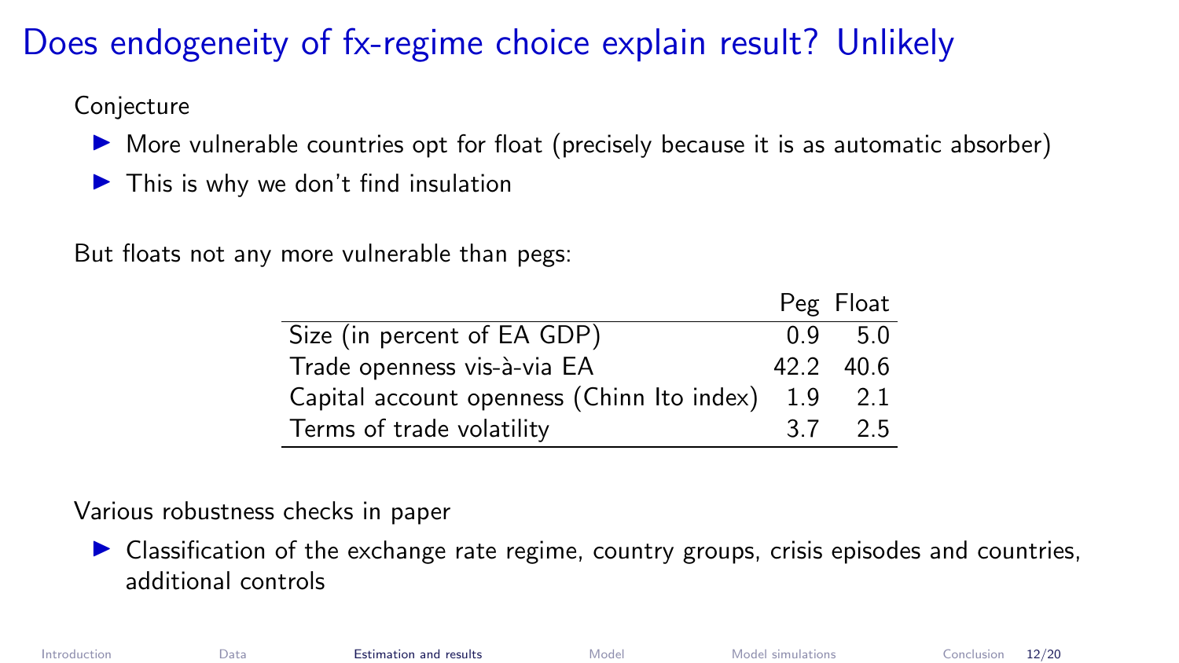# Does endogeneity of fx-regime choice explain result? Unlikely

Conjecture

- More vulnerable countries opt for float (precisely because it is as automatic absorber)
- This is why we don't find insulation

But floats not any more vulnerable than pegs:

| | Peg | Float |
|---|---|---|
| Size (in percent of EA GDP) | 0.9 | 5.0 |
| Trade openness vis-à-via EA | 42.2 | 40.6 |
| Capital account openness (Chinn Ito index) | 1.9 | 2.1 |
| Terms of trade volatility | 3.7 | 2.5 |

Various robustness checks in paper

- Classification of the exchange rate regime, country groups, crisis episodes and countries, additional controls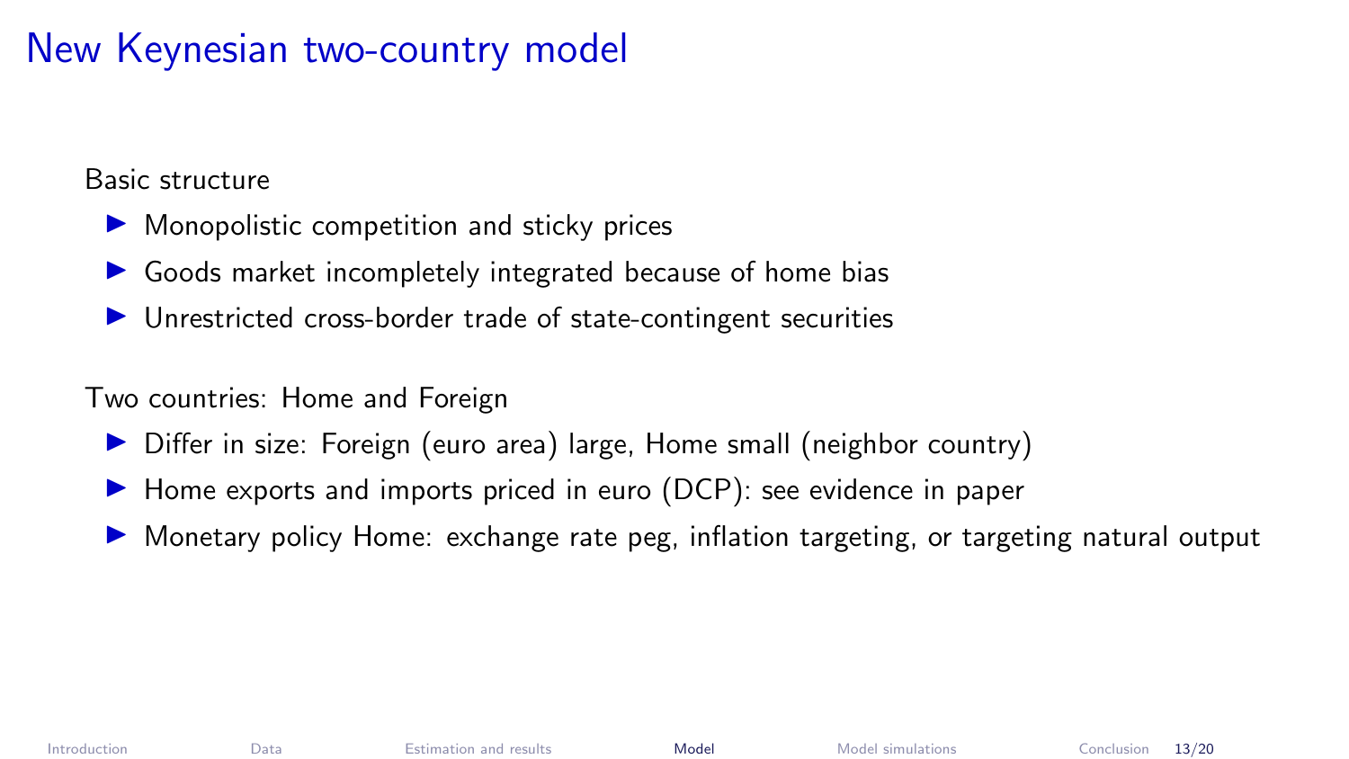# New Keynesian two-country model

Basic structure

- Monopolistic competition and sticky prices
- Goods market incompletely integrated because of home bias
- Unrestricted cross-border trade of state-contingent securities

Two countries: Home and Foreign

- Differ in size: Foreign (euro area) large, Home small (neighbor country)
- Home exports and imports priced in euro (DCP): see evidence in paper
- Monetary policy Home: exchange rate peg, inflation targeting, or targeting natural output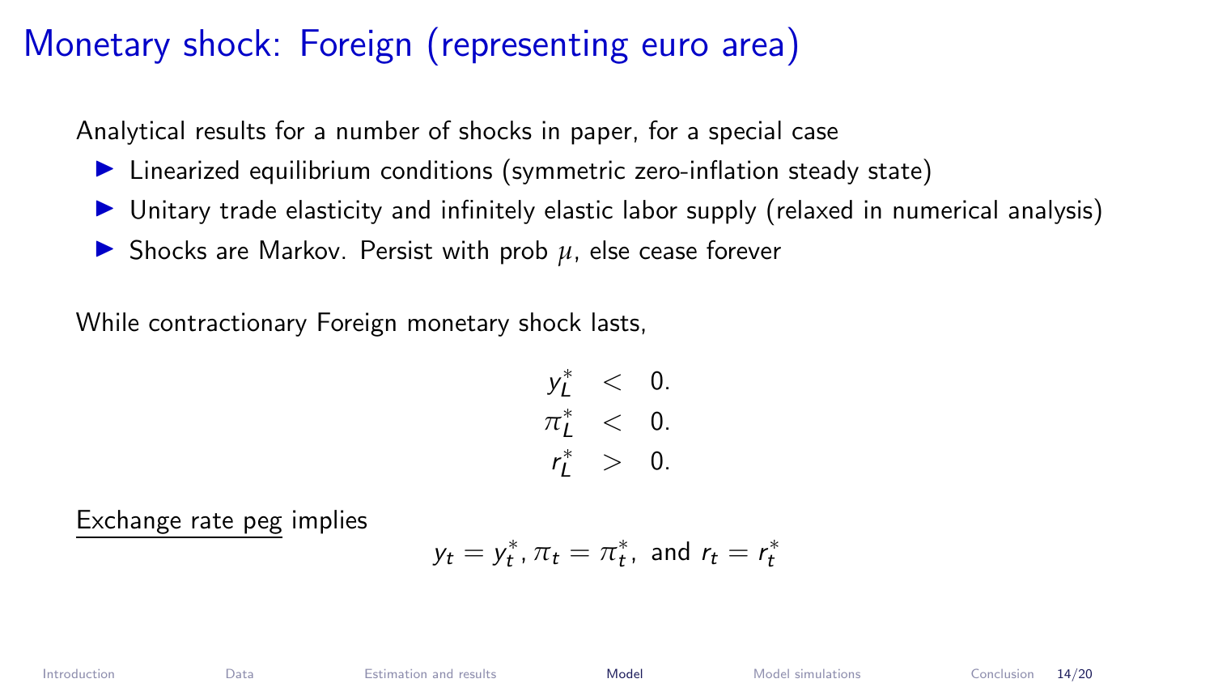# Monetary shock: Foreign (representing euro area)

Analytical results for a number of shocks in paper, for a special case

- Linearized equilibrium conditions (symmetric zero-inflation steady state)
- Unitary trade elasticity and infinitely elastic labor supply (relaxed in numerical analysis)
- Shocks are Markov. Persist with prob $\mu$, else cease forever

While contractionary Foreign monetary shock lasts,

$$
\begin{aligned}
y_L^* &< 0. \\
\pi_L^* &< 0. \\
r_L^* &> 0.
\end{aligned}
$$

Exchange rate peg implies

$$y_t = y_t^*, \pi_t = \pi_t^*, \text{ and } r_t = r_t^*$$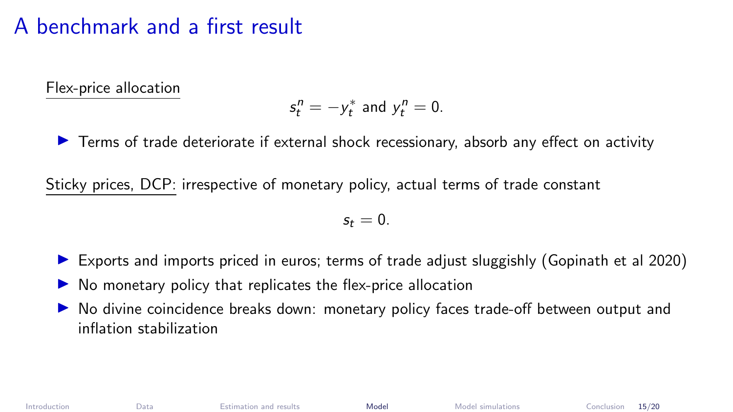# A benchmark and a first result

Flex-price allocation

$$s_t^n = -y_t^* \text{ and } y_t^n = 0.$$

- Terms of trade deteriorate if external shock recessionary, absorb any effect on activity

Sticky prices, DCP: irrespective of monetary policy, actual terms of trade constant

$$s_t = 0.$$

- Exports and imports priced in euros; terms of trade adjust sluggishly (Gopinath et al 2020)
- No monetary policy that replicates the flex-price allocation
- No divine coincidence breaks down: monetary policy faces trade-off between output and inflation stabilization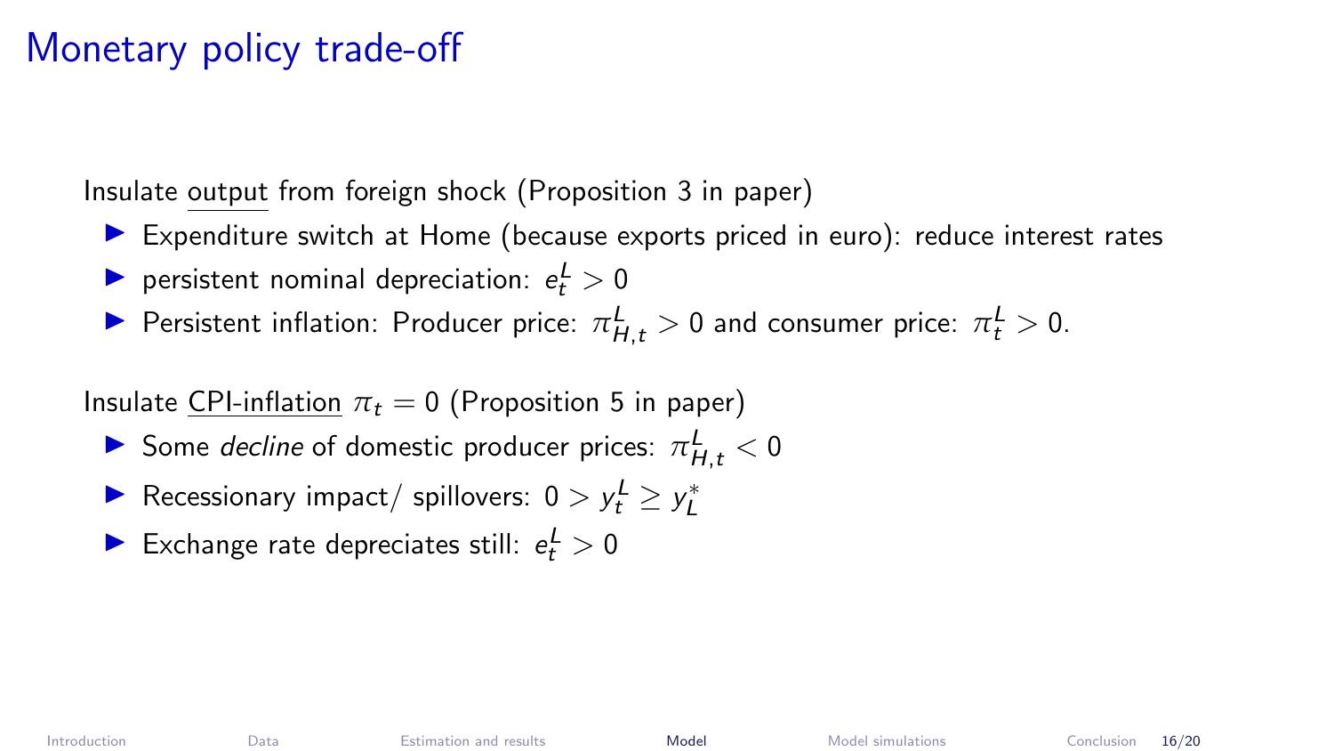# Monetary policy trade-off

Insulate output from foreign shock (Proposition 3 in paper)

- Expenditure switch at Home (because exports priced in euro): reduce interest rates
- persistent nominal depreciation: $e_t^L > 0$
- Persistent inflation: Producer price: $\pi_{H,t}^L > 0$ and consumer price: $\pi_t^L > 0$.

Insulate CPI-inflation $\pi_t = 0$ (Proposition 5 in paper)

- Some *decline* of domestic producer prices: $\pi_{H,t}^L < 0$
- Recessionary impact/ spillovers: $0 > y_t^L \geq y_L^*$
- Exchange rate depreciates still: $e_t^L > 0$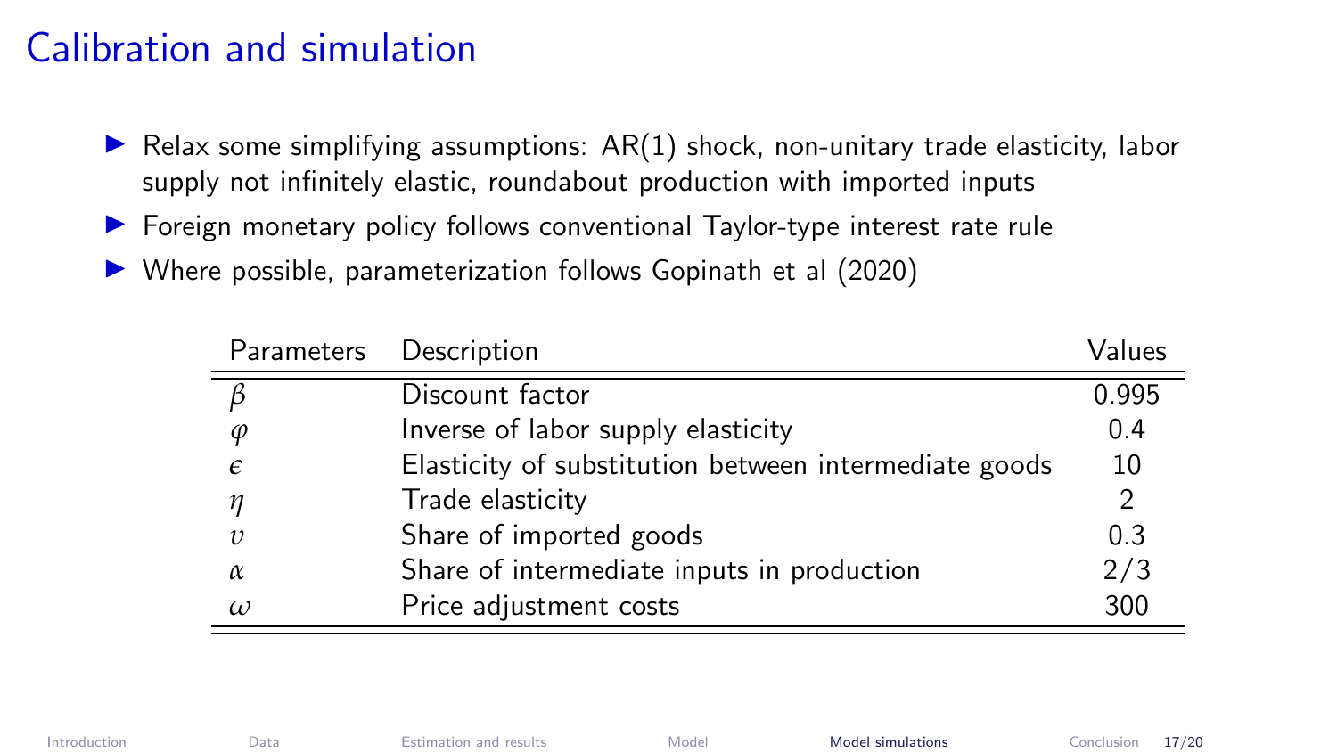# Calibration and simulation

- Relax some simplifying assumptions: AR(1) shock, non-unitary trade elasticity, labor supply not infinitely elastic, roundabout production with imported inputs
- Foreign monetary policy follows conventional Taylor-type interest rate rule
- Where possible, parameterization follows Gopinath et al (2020)

| Parameters | Description | Values |
|---|---|---|
| $\beta$ | Discount factor | 0.995 |
| $\varphi$ | Inverse of labor supply elasticity | 0.4 |
| $\epsilon$ | Elasticity of substitution between intermediate goods | 10 |
| $\eta$ | Trade elasticity | 2 |
| $\upsilon$ | Share of imported goods | 0.3 |
| $\alpha$ | Share of intermediate inputs in production | 2/3 |
| $\omega$ | Price adjustment costs | 300 |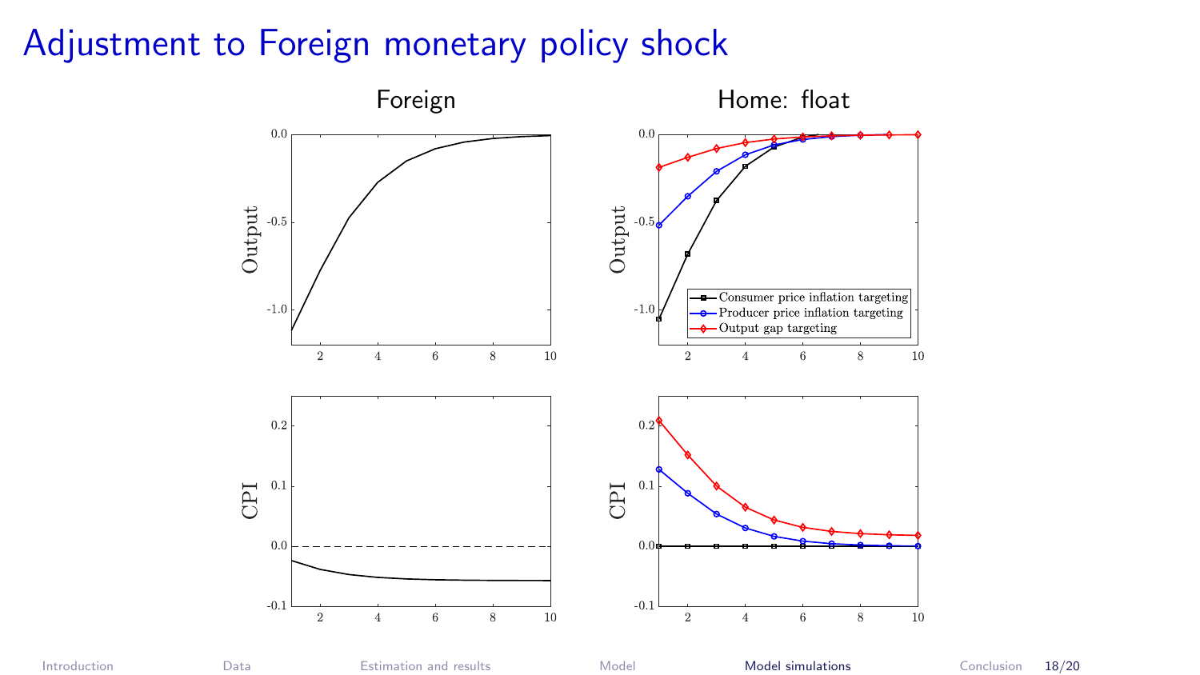# Adjustment to Foreign monetary policy shock

Foreign | Home: float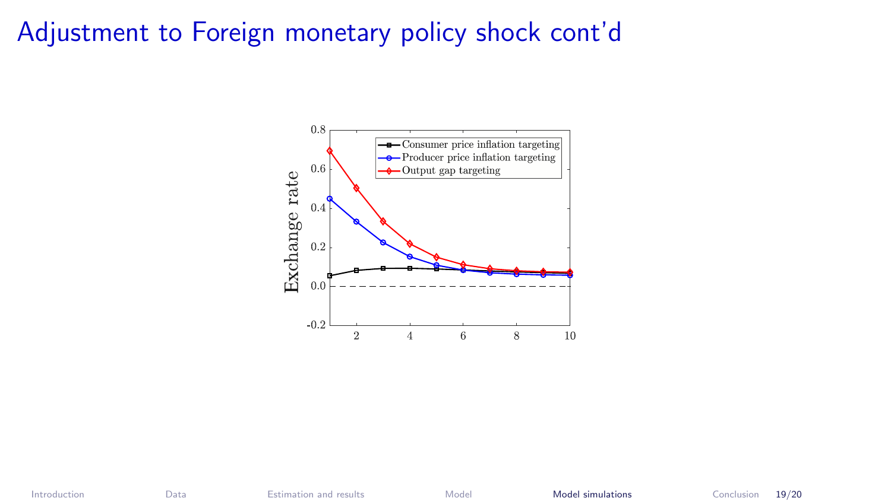# Adjustment to Foreign monetary policy shock cont'd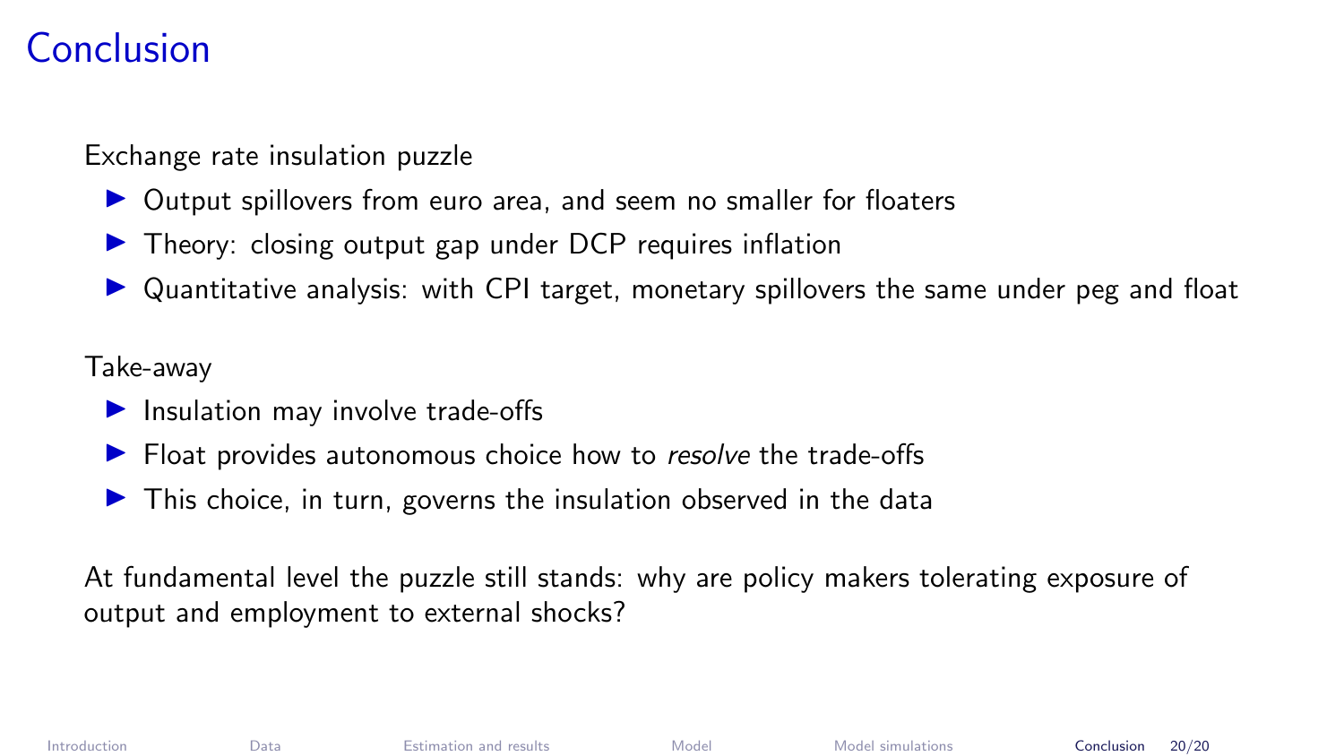# Conclusion

Exchange rate insulation puzzle

- Output spillovers from euro area, and seem no smaller for floaters
- Theory: closing output gap under DCP requires inflation
- Quantitative analysis: with CPI target, monetary spillovers the same under peg and float

Take-away

- Insulation may involve trade-offs
- Float provides autonomous choice how to *resolve* the trade-offs
- This choice, in turn, governs the insulation observed in the data

At fundamental level the puzzle still stands: why are policy makers tolerating exposure of output and employment to external shocks?